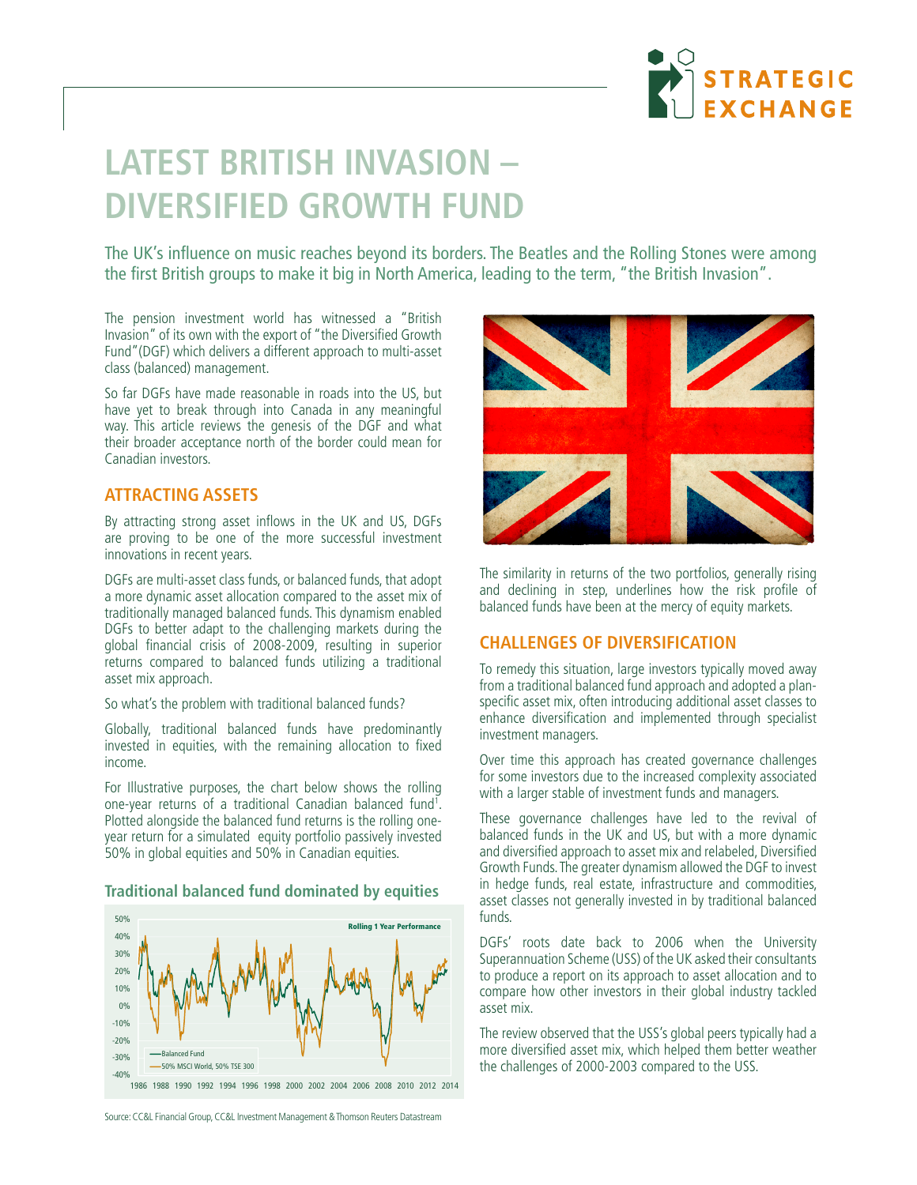# LATEST BRITISH INVASION – DIVERSIFIED GROWTH FUND

The UK's influence on music reaches beyond its borders. The Beatles and the Rolling Stones were among the first British groups to make it big in North America, leading to the term, "the British Invasion".

The pension investment world has witnessed a "British Invasion" of its own with the export of "the Diversified Growth Fund"(DGF) which delivers a different approach to multi-asset class (balanced) management.

So far DGFs have made reasonable in roads into the US, but have yet to break through into Canada in any meaningful way. This article reviews the genesis of the DGF and what their broader acceptance north of the border could mean for Canadian investors.

## ATTRACTING ASSETS

By attracting strong asset inflows in the UK and US, DGFs are proving to be one of the more successful investment innovations in recent years.

DGFs are multi-asset class funds, or balanced funds, that adopt a more dynamic asset allocation compared to the asset mix of traditionally managed balanced funds. This dynamism enabled DGFs to better adapt to the challenging markets during the global financial crisis of 2008-2009, resulting in superior returns compared to balanced funds utilizing a traditional asset mix approach.

So what's the problem with traditional balanced funds?

Globally, traditional balanced funds have predominantly invested in equities, with the remaining allocation to fixed income.

For Illustrative purposes, the chart below shows the rolling one-year returns of a traditional Canadian balanced fund[1]. Plotted alongside the balanced fund returns is the rolling one-year return for a simulated equity portfolio passively invested 50% in global equities and 50% in Canadian equities.

### Traditional balanced fund dominated by equities

Rolling 1 Year Performance

— Balanced Fund
— 50% MSCI World, 50% TSE 300

Source: CC&L Financial Group, CC&L Investment Management & Thomson Reuters Datastream

The similarity in returns of the two portfolios, generally rising and declining in step, underlines how the risk profile of balanced funds have been at the mercy of equity markets.

## CHALLENGES OF DIVERSIFICATION

To remedy this situation, large investors typically moved away from a traditional balanced fund approach and adopted a plan-specific asset mix, often introducing additional asset classes to enhance diversification and implemented through specialist investment managers.

Over time this approach has created governance challenges for some investors due to the increased complexity associated with a larger stable of investment funds and managers.

These governance challenges have led to the revival of balanced funds in the UK and US, but with a more dynamic and diversified approach to asset mix and relabeled, Diversified Growth Funds. The greater dynamism allowed the DGF to invest in hedge funds, real estate, infrastructure and commodities, asset classes not generally invested in by traditional balanced funds.

DGFs' roots date back to 2006 when the University Superannuation Scheme (USS) of the UK asked their consultants to produce a report on its approach to asset allocation and to compare how other investors in their global industry tackled asset mix.

The review observed that the USS's global peers typically had a more diversified asset mix, which helped them better weather the challenges of 2000-2003 compared to the USS.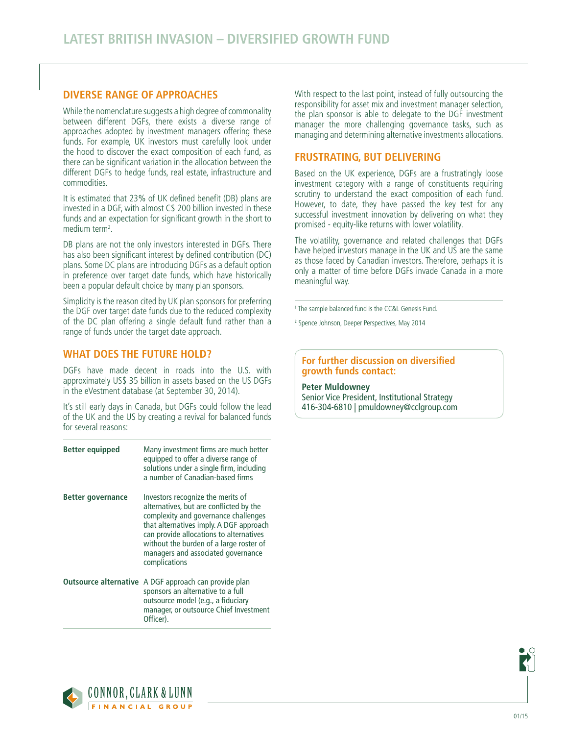# LATEST BRITISH INVASION – DIVERSIFIED GROWTH FUND

## DIVERSE RANGE OF APPROACHES

While the nomenclature suggests a high degree of commonality between different DGFs, there exists a diverse range of approaches adopted by investment managers offering these funds. For example, UK investors must carefully look under the hood to discover the exact composition of each fund, as there can be significant variation in the allocation between the different DGFs to hedge funds, real estate, infrastructure and commodities.

It is estimated that 23% of UK defined benefit (DB) plans are invested in a DGF, with almost C$ 200 billion invested in these funds and an expectation for significant growth in the short to medium term[2].

DB plans are not the only investors interested in DGFs. There has also been significant interest by defined contribution (DC) plans. Some DC plans are introducing DGFs as a default option in preference over target date funds, which have historically been a popular default choice by many plan sponsors.

Simplicity is the reason cited by UK plan sponsors for preferring the DGF over target date funds due to the reduced complexity of the DC plan offering a single default fund rather than a range of funds under the target date approach.

## WHAT DOES THE FUTURE HOLD?

DGFs have made decent in roads into the U.S. with approximately US$ 35 billion in assets based on the US DGFs in the eVestment database (at September 30, 2014).

It's still early days in Canada, but DGFs could follow the lead of the UK and the US by creating a revival for balanced funds for several reasons:

| | |
|---|---|
| **Better equipped** | Many investment firms are much better equipped to offer a diverse range of solutions under a single firm, including a number of Canadian-based firms |
| **Better governance** | Investors recognize the merits of alternatives, but are conflicted by the complexity and governance challenges that alternatives imply. A DGF approach can provide allocations to alternatives without the burden of a large roster of managers and associated governance complications |
| **Outsource alternative** | A DGF approach can provide plan sponsors an alternative to a full outsource model (e.g., a fiduciary manager, or outsource Chief Investment Officer). |

With respect to the last point, instead of fully outsourcing the responsibility for asset mix and investment manager selection, the plan sponsor is able to delegate to the DGF investment manager the more challenging governance tasks, such as managing and determining alternative investments allocations.

## FRUSTRATING, BUT DELIVERING

Based on the UK experience, DGFs are a frustratingly loose investment category with a range of constituents requiring scrutiny to understand the exact composition of each fund. However, to date, they have passed the key test for any successful investment innovation by delivering on what they promised - equity-like returns with lower volatility.

The volatility, governance and related challenges that DGFs have helped investors manage in the UK and US are the same as those faced by Canadian investors. Therefore, perhaps it is only a matter of time before DGFs invade Canada in a more meaningful way.

---

[1] The sample balanced fund is the CC&L Genesis Fund.

[2] Spence Johnson, Deeper Perspectives, May 2014

**For further discussion on diversified growth funds contact:**

**Peter Muldowney**
Senior Vice President, Institutional Strategy
416-304-6810 | pmuldowney@cclgroup.com

CONNOR, CLARK & LUNN
FINANCIAL GROUP

01/15